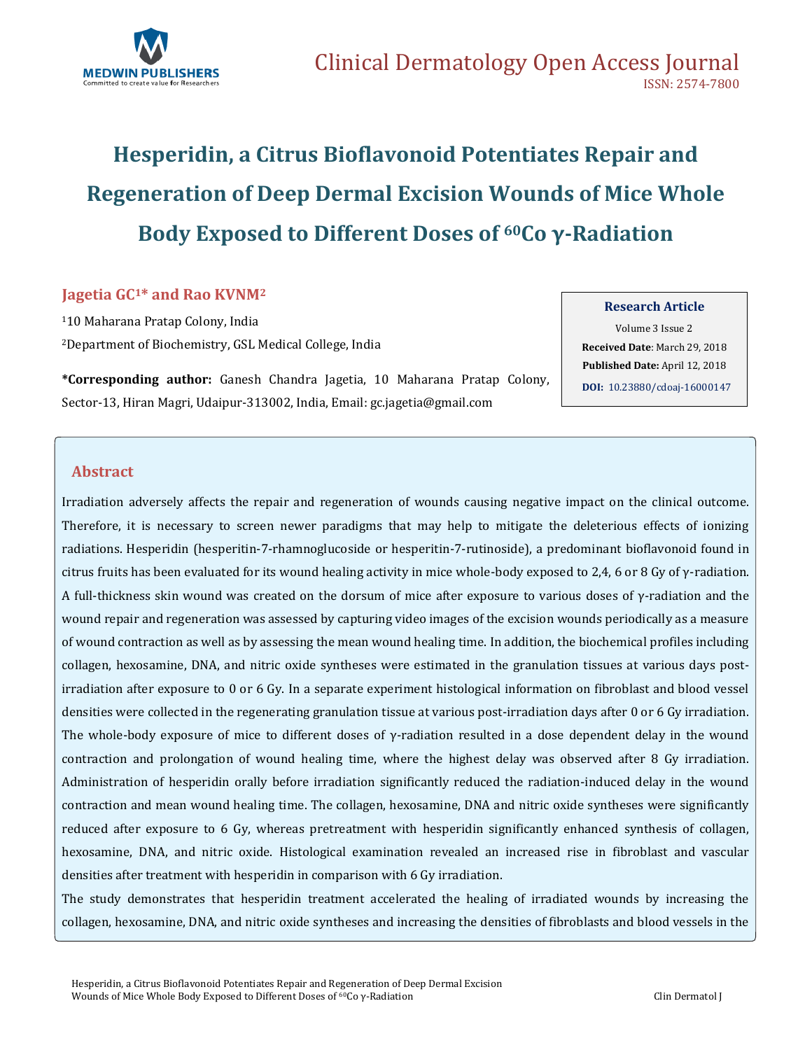# Hesperidin, a Citrus Bioflavonoid Potentiates Repair and Regeneration of Deep Dermal Excision Wounds of Mice Whole Body Exposed to Different Doses of $^{60}Co$ γ-Radiation

**Jagetia GC[1]* and Rao KVNM[2]**

[1]10 Maharana Pratap Colony, India

[2]Department of Biochemistry, GSL Medical College, India

**\*Corresponding author:** Ganesh Chandra Jagetia, 10 Maharana Pratap Colony, Sector-13, Hiran Magri, Udaipur-313002, India, Email: gc.jagetia@gmail.com

**Research Article**

Volume 3 Issue 2

**Received Date**: March 29, 2018

**Published Date:** April 12, 2018

**DOI:** 10.23880/cdoaj-16000147

## Abstract

Irradiation adversely affects the repair and regeneration of wounds causing negative impact on the clinical outcome. Therefore, it is necessary to screen newer paradigms that may help to mitigate the deleterious effects of ionizing radiations. Hesperidin (hesperitin-7-rhamnoglucoside or hesperitin-7-rutinoside), a predominant bioflavonoid found in citrus fruits has been evaluated for its wound healing activity in mice whole-body exposed to 2,4, 6 or 8 Gy of γ-radiation. A full-thickness skin wound was created on the dorsum of mice after exposure to various doses of γ-radiation and the wound repair and regeneration was assessed by capturing video images of the excision wounds periodically as a measure of wound contraction as well as by assessing the mean wound healing time. In addition, the biochemical profiles including collagen, hexosamine, DNA, and nitric oxide syntheses were estimated in the granulation tissues at various days post-irradiation after exposure to 0 or 6 Gy. In a separate experiment histological information on fibroblast and blood vessel densities were collected in the regenerating granulation tissue at various post-irradiation days after 0 or 6 Gy irradiation. The whole-body exposure of mice to different doses of γ-radiation resulted in a dose dependent delay in the wound contraction and prolongation of wound healing time, where the highest delay was observed after 8 Gy irradiation. Administration of hesperidin orally before irradiation significantly reduced the radiation-induced delay in the wound contraction and mean wound healing time. The collagen, hexosamine, DNA and nitric oxide syntheses were significantly reduced after exposure to 6 Gy, whereas pretreatment with hesperidin significantly enhanced synthesis of collagen, hexosamine, DNA, and nitric oxide. Histological examination revealed an increased rise in fibroblast and vascular densities after treatment with hesperidin in comparison with 6 Gy irradiation.

The study demonstrates that hesperidin treatment accelerated the healing of irradiated wounds by increasing the collagen, hexosamine, DNA, and nitric oxide syntheses and increasing the densities of fibroblasts and blood vessels in the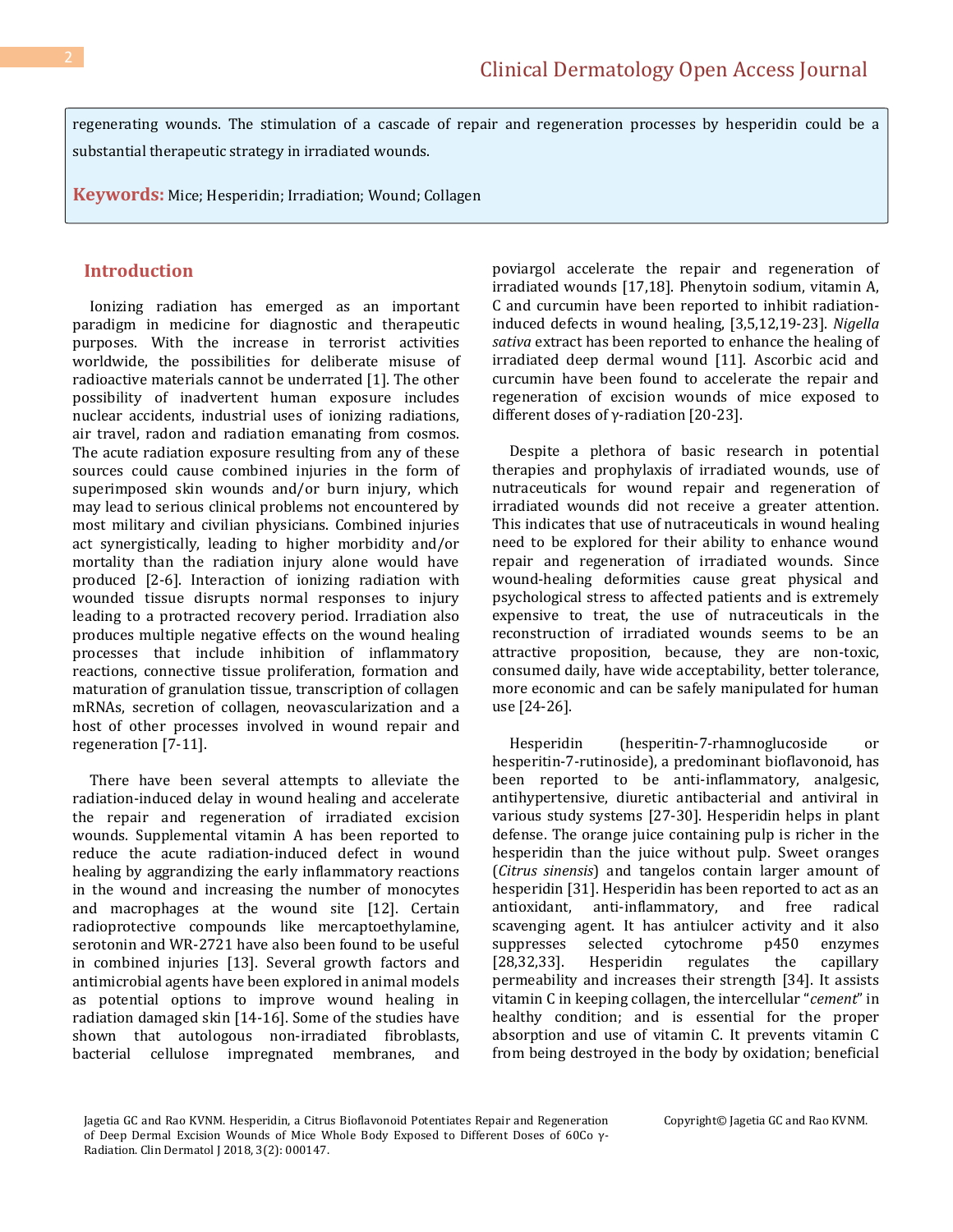regenerating wounds. The stimulation of a cascade of repair and regeneration processes by hesperidin could be a substantial therapeutic strategy in irradiated wounds.

**Keywords:** Mice; Hesperidin; Irradiation; Wound; Collagen

## Introduction

Ionizing radiation has emerged as an important paradigm in medicine for diagnostic and therapeutic purposes. With the increase in terrorist activities worldwide, the possibilities for deliberate misuse of radioactive materials cannot be underrated [1]. The other possibility of inadvertent human exposure includes nuclear accidents, industrial uses of ionizing radiations, air travel, radon and radiation emanating from cosmos. The acute radiation exposure resulting from any of these sources could cause combined injuries in the form of superimposed skin wounds and/or burn injury, which may lead to serious clinical problems not encountered by most military and civilian physicians. Combined injuries act synergistically, leading to higher morbidity and/or mortality than the radiation injury alone would have produced [2-6]. Interaction of ionizing radiation with wounded tissue disrupts normal responses to injury leading to a protracted recovery period. Irradiation also produces multiple negative effects on the wound healing processes that include inhibition of inflammatory reactions, connective tissue proliferation, formation and maturation of granulation tissue, transcription of collagen mRNAs, secretion of collagen, neovascularization and a host of other processes involved in wound repair and regeneration [7-11].

There have been several attempts to alleviate the radiation-induced delay in wound healing and accelerate the repair and regeneration of irradiated excision wounds. Supplemental vitamin A has been reported to reduce the acute radiation-induced defect in wound healing by aggrandizing the early inflammatory reactions in the wound and increasing the number of monocytes and macrophages at the wound site [12]. Certain radioprotective compounds like mercaptoethylamine, serotonin and WR-2721 have also been found to be useful in combined injuries [13]. Several growth factors and antimicrobial agents have been explored in animal models as potential options to improve wound healing in radiation damaged skin [14-16]. Some of the studies have shown that autologous non-irradiated fibroblasts, bacterial cellulose impregnated membranes, and poviargol accelerate the repair and regeneration of irradiated wounds [17,18]. Phenytoin sodium, vitamin A, C and curcumin have been reported to inhibit radiation-induced defects in wound healing, [3,5,12,19-23]. *Nigella sativa* extract has been reported to enhance the healing of irradiated deep dermal wound [11]. Ascorbic acid and curcumin have been found to accelerate the repair and regeneration of excision wounds of mice exposed to different doses of γ-radiation [20-23].

Despite a plethora of basic research in potential therapies and prophylaxis of irradiated wounds, use of nutraceuticals for wound repair and regeneration of irradiated wounds did not receive a greater attention. This indicates that use of nutraceuticals in wound healing need to be explored for their ability to enhance wound repair and regeneration of irradiated wounds. Since wound-healing deformities cause great physical and psychological stress to affected patients and is extremely expensive to treat, the use of nutraceuticals in the reconstruction of irradiated wounds seems to be an attractive proposition, because, they are non-toxic, consumed daily, have wide acceptability, better tolerance, more economic and can be safely manipulated for human use [24-26].

Hesperidin (hesperitin-7-rhamnoglucoside or hesperitin-7-rutinoside), a predominant bioflavonoid, has been reported to be anti-inflammatory, analgesic, antihypertensive, diuretic antibacterial and antiviral in various study systems [27-30]. Hesperidin helps in plant defense. The orange juice containing pulp is richer in the hesperidin than the juice without pulp. Sweet oranges (*Citrus sinensis*) and tangelos contain larger amount of hesperidin [31]. Hesperidin has been reported to act as an antioxidant, anti-inflammatory, and free radical scavenging agent. It has antiulcer activity and it also suppresses selected cytochrome p450 enzymes [28,32,33]. Hesperidin regulates the capillary permeability and increases their strength [34]. It assists vitamin C in keeping collagen, the intercellular "*cement*" in healthy condition; and is essential for the proper absorption and use of vitamin C. It prevents vitamin C from being destroyed in the body by oxidation; beneficial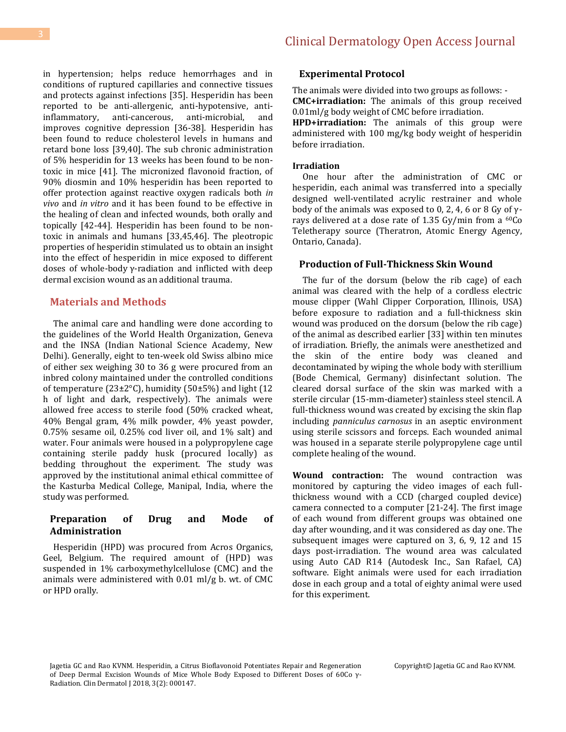in hypertension; helps reduce hemorrhages and in conditions of ruptured capillaries and connective tissues and protects against infections [35]. Hesperidin has been reported to be anti-allergenic, anti-hypotensive, anti-inflammatory, anti-cancerous, anti-microbial, and improves cognitive depression [36-38]. Hesperidin has been found to reduce cholesterol levels in humans and retard bone loss [39,40]. The sub chronic administration of 5% hesperidin for 13 weeks has been found to be non-toxic in mice [41]. The micronized flavonoid fraction, of 90% diosmin and 10% hesperidin has been reported to offer protection against reactive oxygen radicals both *in vivo* and *in vitro* and it has been found to be effective in the healing of clean and infected wounds, both orally and topically [42-44]. Hesperidin has been found to be non-toxic in animals and humans [33,45,46]. The pleotropic properties of hesperidin stimulated us to obtain an insight into the effect of hesperidin in mice exposed to different doses of whole-body γ-radiation and inflicted with deep dermal excision wound as an additional trauma.

## Materials and Methods

The animal care and handling were done according to the guidelines of the World Health Organization, Geneva and the INSA (Indian National Science Academy, New Delhi). Generally, eight to ten-week old Swiss albino mice of either sex weighing 30 to 36 g were procured from an inbred colony maintained under the controlled conditions of temperature (23±2°C), humidity (50±5%) and light (12 h of light and dark, respectively). The animals were allowed free access to sterile food (50% cracked wheat, 40% Bengal gram, 4% milk powder, 4% yeast powder, 0.75% sesame oil, 0.25% cod liver oil, and 1% salt) and water. Four animals were housed in a polypropylene cage containing sterile paddy husk (procured locally) as bedding throughout the experiment. The study was approved by the institutional animal ethical committee of the Kasturba Medical College, Manipal, India, where the study was performed.

### Preparation of Drug and Mode of Administration

Hesperidin (HPD) was procured from Acros Organics, Geel, Belgium. The required amount of (HPD) was suspended in 1% carboxymethylcellulose (CMC) and the animals were administered with 0.01 ml/g b. wt. of CMC or HPD orally.

### Experimental Protocol

The animals were divided into two groups as follows: -

**CMC+irradiation:** The animals of this group received 0.01ml/g body weight of CMC before irradiation.

**HPD+irradiation:** The animals of this group were administered with 100 mg/kg body weight of hesperidin before irradiation.

#### Irradiation

One hour after the administration of CMC or hesperidin, each animal was transferred into a specially designed well-ventilated acrylic restrainer and whole body of the animals was exposed to 0, 2, 4, 6 or 8 Gy of γ-rays delivered at a dose rate of 1.35 Gy/min from a $^{60}$Co Teletherapy source (Theratron, Atomic Energy Agency, Ontario, Canada).

### Production of Full-Thickness Skin Wound

The fur of the dorsum (below the rib cage) of each animal was cleared with the help of a cordless electric mouse clipper (Wahl Clipper Corporation, Illinois, USA) before exposure to radiation and a full-thickness skin wound was produced on the dorsum (below the rib cage) of the animal as described earlier [33] within ten minutes of irradiation. Briefly, the animals were anesthetized and the skin of the entire body was cleaned and decontaminated by wiping the whole body with sterillium (Bode Chemical, Germany) disinfectant solution. The cleared dorsal surface of the skin was marked with a sterile circular (15-mm-diameter) stainless steel stencil. A full-thickness wound was created by excising the skin flap including *panniculus carnosus* in an aseptic environment using sterile scissors and forceps. Each wounded animal was housed in a separate sterile polypropylene cage until complete healing of the wound.

**Wound contraction:** The wound contraction was monitored by capturing the video images of each full-thickness wound with a CCD (charged coupled device) camera connected to a computer [21-24]. The first image of each wound from different groups was obtained one day after wounding, and it was considered as day one. The subsequent images were captured on 3, 6, 9, 12 and 15 days post-irradiation. The wound area was calculated using Auto CAD R14 (Autodesk Inc., San Rafael, CA) software. Eight animals were used for each irradiation dose in each group and a total of eighty animal were used for this experiment.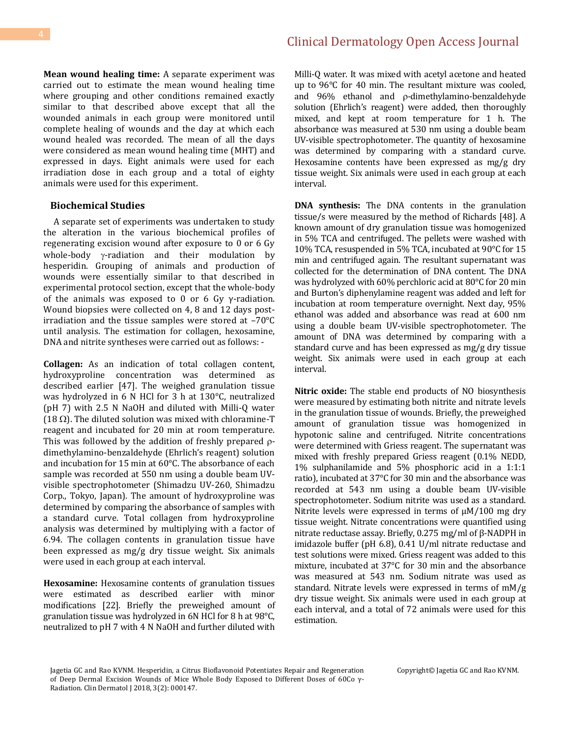**Mean wound healing time:** A separate experiment was carried out to estimate the mean wound healing time where grouping and other conditions remained exactly similar to that described above except that all the wounded animals in each group were monitored until complete healing of wounds and the day at which each wound healed was recorded. The mean of all the days were considered as mean wound healing time (MHT) and expressed in days. Eight animals were used for each irradiation dose in each group and a total of eighty animals were used for this experiment.

## Biochemical Studies

A separate set of experiments was undertaken to study the alteration in the various biochemical profiles of regenerating excision wound after exposure to 0 or 6 Gy whole-body γ-radiation and their modulation by hesperidin. Grouping of animals and production of wounds were essentially similar to that described in experimental protocol section, except that the whole-body of the animals was exposed to 0 or 6 Gy γ-radiation. Wound biopsies were collected on 4, 8 and 12 days post-irradiation and the tissue samples were stored at –70°C until analysis. The estimation for collagen, hexosamine, DNA and nitrite syntheses were carried out as follows: -

**Collagen:** As an indication of total collagen content, hydroxyproline concentration was determined as described earlier [47]. The weighed granulation tissue was hydrolyzed in 6 N HCl for 3 h at 130°C, neutralized (pH 7) with 2.5 N NaOH and diluted with Milli-Q water (18 Ω). The diluted solution was mixed with chloramine-T reagent and incubated for 20 min at room temperature. This was followed by the addition of freshly prepared ρ-dimethylamino-benzaldehyde (Ehrlich's reagent) solution and incubation for 15 min at 60°C. The absorbance of each sample was recorded at 550 nm using a double beam UV-visible spectrophotometer (Shimadzu UV-260, Shimadzu Corp., Tokyo, Japan). The amount of hydroxyproline was determined by comparing the absorbance of samples with a standard curve. Total collagen from hydroxyproline analysis was determined by multiplying with a factor of 6.94. The collagen contents in granulation tissue have been expressed as mg/g dry tissue weight. Six animals were used in each group at each interval.

**Hexosamine:** Hexosamine contents of granulation tissues were estimated as described earlier with minor modifications [22]. Briefly the preweighed amount of granulation tissue was hydrolyzed in 6N HCl for 8 h at 98°C, neutralized to pH 7 with 4 N NaOH and further diluted with Milli-Q water. It was mixed with acetyl acetone and heated up to 96°C for 40 min. The resultant mixture was cooled, and 96% ethanol and ρ-dimethylamino-benzaldehyde solution (Ehrlich's reagent) were added, then thoroughly mixed, and kept at room temperature for 1 h. The absorbance was measured at 530 nm using a double beam UV-visible spectrophotometer. The quantity of hexosamine was determined by comparing with a standard curve. Hexosamine contents have been expressed as mg/g dry tissue weight. Six animals were used in each group at each interval.

**DNA synthesis:** The DNA contents in the granulation tissue/s were measured by the method of Richards [48]. A known amount of dry granulation tissue was homogenized in 5% TCA and centrifuged. The pellets were washed with 10% TCA, resuspended in 5% TCA, incubated at 90°C for 15 min and centrifuged again. The resultant supernatant was collected for the determination of DNA content. The DNA was hydrolyzed with 60% perchloric acid at 80°C for 20 min and Burton's diphenylamine reagent was added and left for incubation at room temperature overnight. Next day, 95% ethanol was added and absorbance was read at 600 nm using a double beam UV-visible spectrophotometer. The amount of DNA was determined by comparing with a standard curve and has been expressed as mg/g dry tissue weight. Six animals were used in each group at each interval.

**Nitric oxide:** The stable end products of NO biosynthesis were measured by estimating both nitrite and nitrate levels in the granulation tissue of wounds. Briefly, the preweighed amount of granulation tissue was homogenized in hypotonic saline and centrifuged. Nitrite concentrations were determined with Griess reagent. The supernatant was mixed with freshly prepared Griess reagent (0.1% NEDD, 1% sulphanilamide and 5% phosphoric acid in a 1:1:1 ratio), incubated at 37°C for 30 min and the absorbance was recorded at 543 nm using a double beam UV-visible spectrophotometer. Sodium nitrite was used as a standard. Nitrite levels were expressed in terms of μM/100 mg dry tissue weight. Nitrate concentrations were quantified using nitrate reductase assay. Briefly, 0.275 mg/ml of β-NADPH in imidazole buffer (pH 6.8), 0.41 U/ml nitrate reductase and test solutions were mixed. Griess reagent was added to this mixture, incubated at 37°C for 30 min and the absorbance was measured at 543 nm. Sodium nitrate was used as standard. Nitrate levels were expressed in terms of mM/g dry tissue weight. Six animals were used in each group at each interval, and a total of 72 animals were used for this estimation.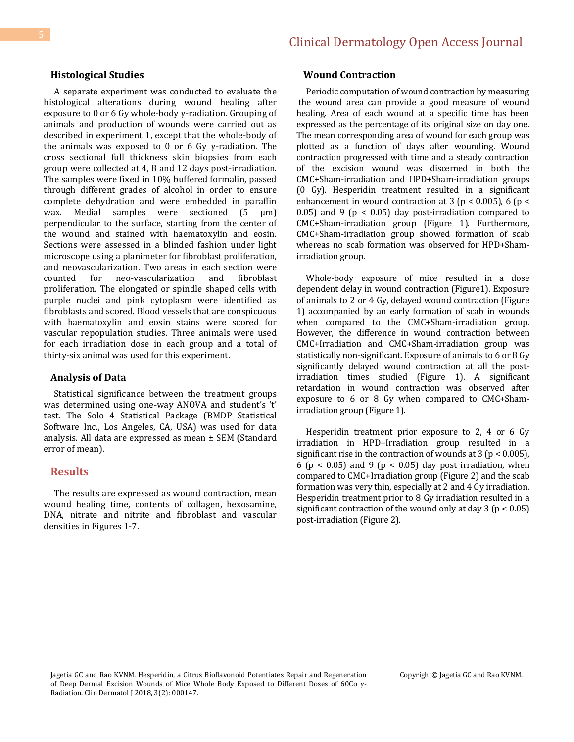### Histological Studies

A separate experiment was conducted to evaluate the histological alterations during wound healing after exposure to 0 or 6 Gy whole-body γ-radiation. Grouping of animals and production of wounds were carried out as described in experiment 1, except that the whole-body of the animals was exposed to 0 or 6 Gy γ-radiation. The cross sectional full thickness skin biopsies from each group were collected at 4, 8 and 12 days post-irradiation. The samples were fixed in 10% buffered formalin, passed through different grades of alcohol in order to ensure complete dehydration and were embedded in paraffin wax. Medial samples were sectioned (5 μm) perpendicular to the surface, starting from the center of the wound and stained with haematoxylin and eosin. Sections were assessed in a blinded fashion under light microscope using a planimeter for fibroblast proliferation, and neovascularization. Two areas in each section were counted for neo-vascularization and fibroblast proliferation. The elongated or spindle shaped cells with purple nuclei and pink cytoplasm were identified as fibroblasts and scored. Blood vessels that are conspicuous with haematoxylin and eosin stains were scored for vascular repopulation studies. Three animals were used for each irradiation dose in each group and a total of thirty-six animal was used for this experiment.

### Analysis of Data

Statistical significance between the treatment groups was determined using one-way ANOVA and student's 't' test. The Solo 4 Statistical Package (BMDP Statistical Software Inc., Los Angeles, CA, USA) was used for data analysis. All data are expressed as mean ± SEM (Standard error of mean).

## Results

The results are expressed as wound contraction, mean wound healing time, contents of collagen, hexosamine, DNA, nitrate and nitrite and fibroblast and vascular densities in Figures 1-7.

### Wound Contraction

Periodic computation of wound contraction by measuring the wound area can provide a good measure of wound healing. Area of each wound at a specific time has been expressed as the percentage of its original size on day one. The mean corresponding area of wound for each group was plotted as a function of days after wounding. Wound contraction progressed with time and a steady contraction of the excision wound was discerned in both the CMC+Sham-irradiation and HPD+Sham-irradiation groups (0 Gy). Hesperidin treatment resulted in a significant enhancement in wound contraction at 3 ($p < 0.005$), 6 ($p < 0.05$) and 9 ($p < 0.05$) day post-irradiation compared to CMC+Sham-irradiation group (Figure 1). Furthermore, CMC+Sham-irradiation group showed formation of scab whereas no scab formation was observed for HPD+Sham-irradiation group.

Whole-body exposure of mice resulted in a dose dependent delay in wound contraction (Figure1). Exposure of animals to 2 or 4 Gy, delayed wound contraction (Figure 1) accompanied by an early formation of scab in wounds when compared to the CMC+Sham-irradiation group. However, the difference in wound contraction between CMC+Irradiation and CMC+Sham-irradiation group was statistically non-significant. Exposure of animals to 6 or 8 Gy significantly delayed wound contraction at all the post-irradiation times studied (Figure 1). A significant retardation in wound contraction was observed after exposure to 6 or 8 Gy when compared to CMC+Sham-irradiation group (Figure 1).

Hesperidin treatment prior exposure to 2, 4 or 6 Gy irradiation in HPD+Irradiation group resulted in a significant rise in the contraction of wounds at 3 ($p < 0.005$), 6 ($p < 0.05$) and 9 ($p < 0.05$) day post irradiation, when compared to CMC+Irradiation group (Figure 2) and the scab formation was very thin, especially at 2 and 4 Gy irradiation. Hesperidin treatment prior to 8 Gy irradiation resulted in a significant contraction of the wound only at day 3 ($p < 0.05$) post-irradiation (Figure 2).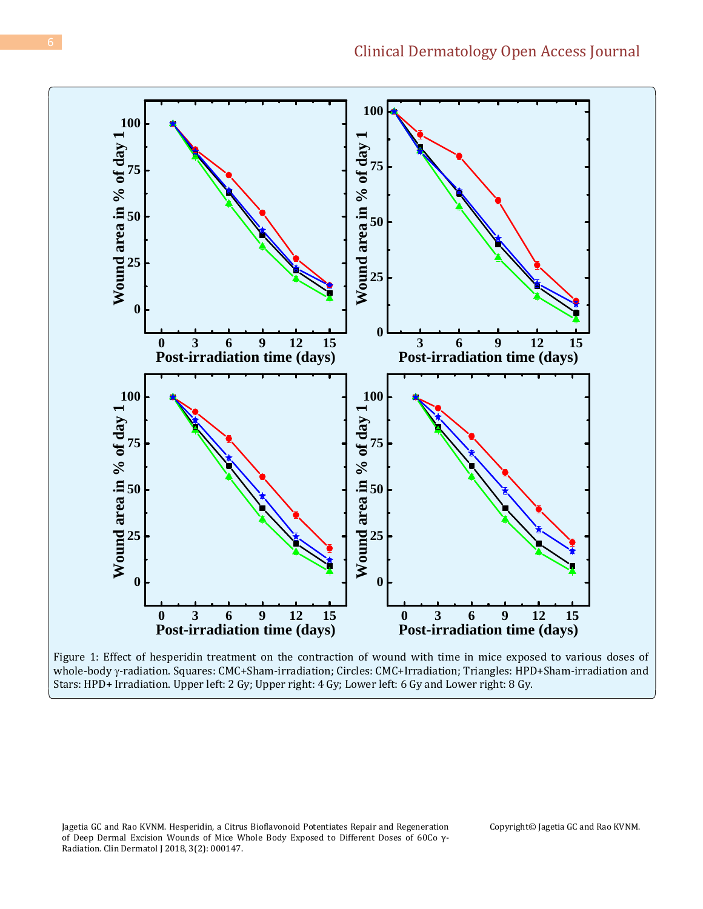Figure 1: Effect of hesperidin treatment on the contraction of wound with time in mice exposed to various doses of whole-body γ-radiation. Squares: CMC+Sham-irradiation; Circles: CMC+Irradiation; Triangles: HPD+Sham-irradiation and Stars: HPD+ Irradiation. Upper left: 2 Gy; Upper right: 4 Gy; Lower left: 6 Gy and Lower right: 8 Gy.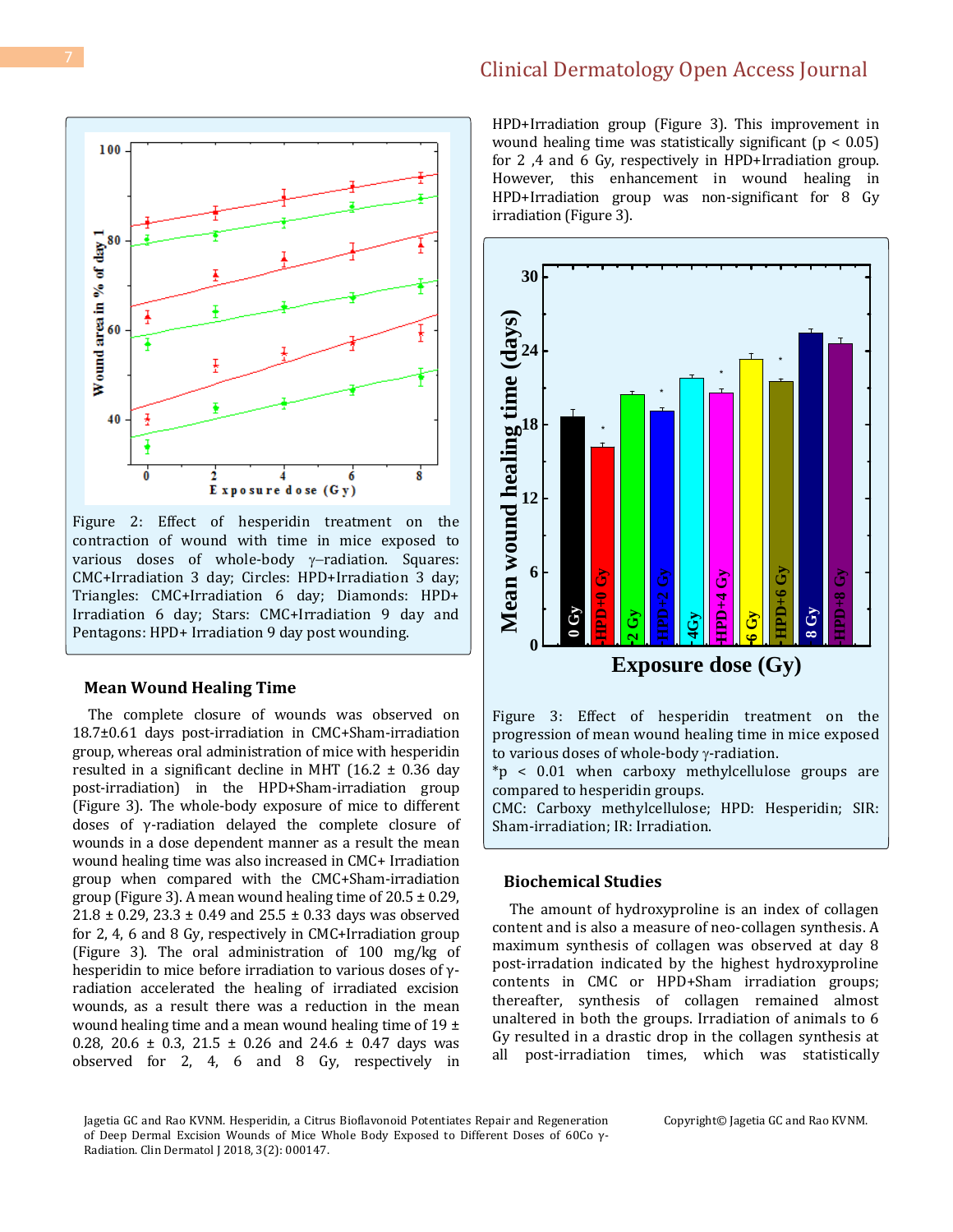Figure 2: Effect of hesperidin treatment on the contraction of wound with time in mice exposed to various doses of whole-body γ–radiation. Squares: CMC+Irradiation 3 day; Circles: HPD+Irradiation 3 day; Triangles: CMC+Irradiation 6 day; Diamonds: HPD+ Irradiation 6 day; Stars: CMC+Irradiation 9 day and Pentagons: HPD+ Irradiation 9 day post wounding.

### Mean Wound Healing Time

The complete closure of wounds was observed on 18.7±0.61 days post-irradiation in CMC+Sham-irradiation group, whereas oral administration of mice with hesperidin resulted in a significant decline in MHT (16.2 ± 0.36 day post-irradiation) in the HPD+Sham-irradiation group (Figure 3). The whole-body exposure of mice to different doses of γ-radiation delayed the complete closure of wounds in a dose dependent manner as a result the mean wound healing time was also increased in CMC+ Irradiation group when compared with the CMC+Sham-irradiation group (Figure 3). A mean wound healing time of 20.5 ± 0.29, 21.8 ± 0.29, 23.3 ± 0.49 and 25.5 ± 0.33 days was observed for 2, 4, 6 and 8 Gy, respectively in CMC+Irradiation group (Figure 3). The oral administration of 100 mg/kg of hesperidin to mice before irradiation to various doses of γ-radiation accelerated the healing of irradiated excision wounds, as a result there was a reduction in the mean wound healing time and a mean wound healing time of 19 ± 0.28, 20.6 ± 0.3, 21.5 ± 0.26 and 24.6 ± 0.47 days was observed for 2, 4, 6 and 8 Gy, respectively in HPD+Irradiation group (Figure 3). This improvement in wound healing time was statistically significant ($p < 0.05$) for 2 ,4 and 6 Gy, respectively in HPD+Irradiation group. However, this enhancement in wound healing in HPD+Irradiation group was non-significant for 8 Gy irradiation (Figure 3).

Figure 3: Effect of hesperidin treatment on the progression of mean wound healing time in mice exposed to various doses of whole-body γ-radiation.
*$p < 0.01$ when carboxy methylcellulose groups are compared to hesperidin groups.
CMC: Carboxy methylcellulose; HPD: Hesperidin; SIR: Sham-irradiation; IR: Irradiation.

### Biochemical Studies

The amount of hydroxyproline is an index of collagen content and is also a measure of neo-collagen synthesis. A maximum synthesis of collagen was observed at day 8 post-irradation indicated by the highest hydroxyproline contents in CMC or HPD+Sham irradiation groups; thereafter, synthesis of collagen remained almost unaltered in both the groups. Irradiation of animals to 6 Gy resulted in a drastic drop in the collagen synthesis at all post-irradiation times, which was statistically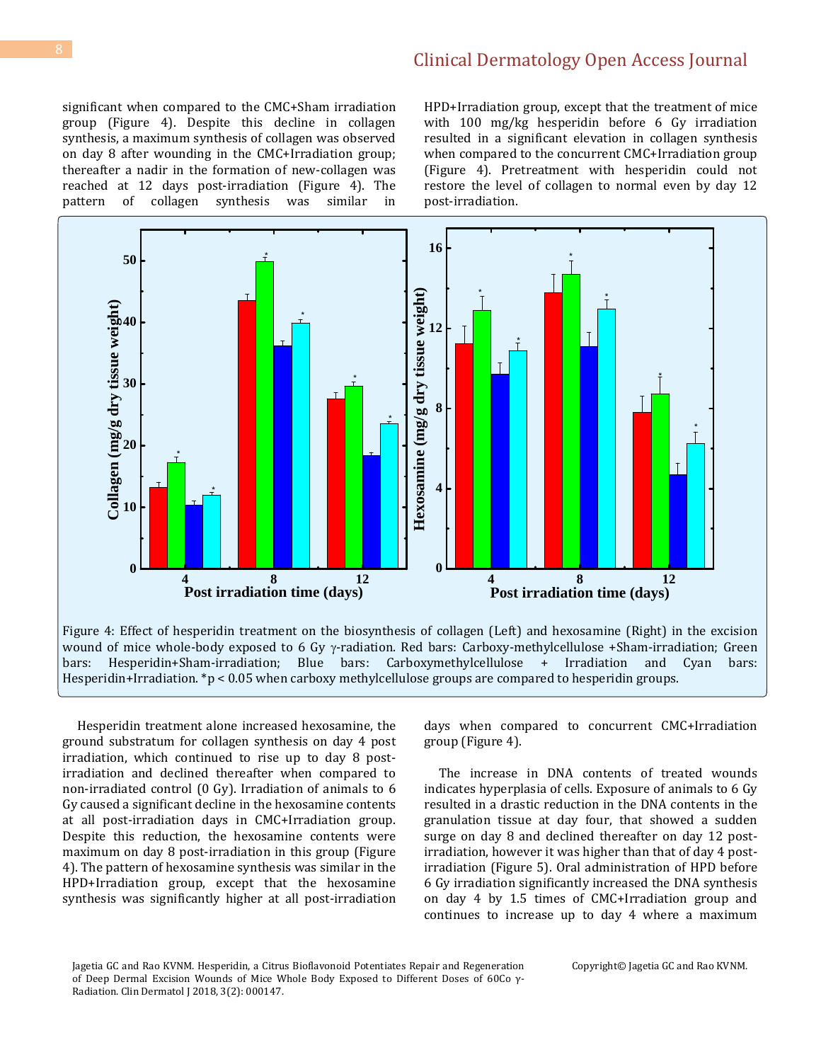significant when compared to the CMC+Sham irradiation group (Figure 4). Despite this decline in collagen synthesis, a maximum synthesis of collagen was observed on day 8 after wounding in the CMC+Irradiation group; thereafter a nadir in the formation of new-collagen was reached at 12 days post-irradiation (Figure 4). The pattern of collagen synthesis was similar in HPD+Irradiation group, except that the treatment of mice with 100 mg/kg hesperidin before 6 Gy irradiation resulted in a significant elevation in collagen synthesis when compared to the concurrent CMC+Irradiation group (Figure 4). Pretreatment with hesperidin could not restore the level of collagen to normal even by day 12 post-irradiation.

Figure 4: Effect of hesperidin treatment on the biosynthesis of collagen (Left) and hexosamine (Right) in the excision wound of mice whole-body exposed to 6 Gy γ-radiation. Red bars: Carboxy-methylcellulose +Sham-irradiation; Green bars: Hesperidin+Sham-irradiation; Blue bars: Carboxymethylcellulose + Irradiation and Cyan bars: Hesperidin+Irradiation. *$p < 0.05$ when carboxy methylcellulose groups are compared to hesperidin groups.

Hesperidin treatment alone increased hexosamine, the ground substratum for collagen synthesis on day 4 post irradiation, which continued to rise up to day 8 post-irradiation and declined thereafter when compared to non-irradiated control (0 Gy). Irradiation of animals to 6 Gy caused a significant decline in the hexosamine contents at all post-irradiation days in CMC+Irradiation group. Despite this reduction, the hexosamine contents were maximum on day 8 post-irradiation in this group (Figure 4). The pattern of hexosamine synthesis was similar in the HPD+Irradiation group, except that the hexosamine synthesis was significantly higher at all post-irradiation days when compared to concurrent CMC+Irradiation group (Figure 4).

The increase in DNA contents of treated wounds indicates hyperplasia of cells. Exposure of animals to 6 Gy resulted in a drastic reduction in the DNA contents in the granulation tissue at day four, that showed a sudden surge on day 8 and declined thereafter on day 12 post-irradiation, however it was higher than that of day 4 post-irradiation (Figure 5). Oral administration of HPD before 6 Gy irradiation significantly increased the DNA synthesis on day 4 by 1.5 times of CMC+Irradiation group and continues to increase up to day 4 where a maximum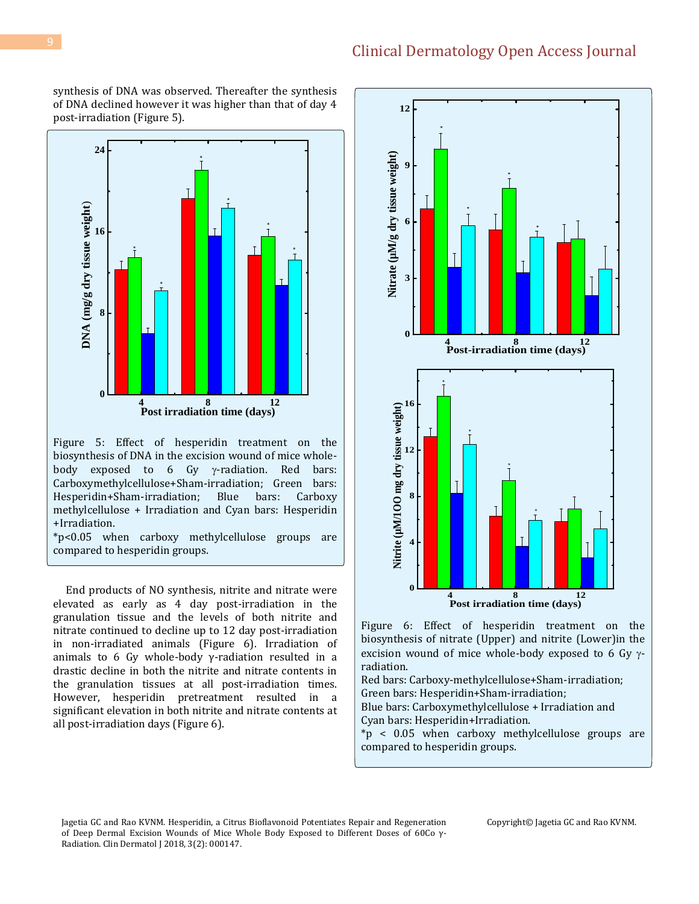synthesis of DNA was observed. Thereafter the synthesis of DNA declined however it was higher than that of day 4 post-irradiation (Figure 5).

Figure 5: Effect of hesperidin treatment on the biosynthesis of DNA in the excision wound of mice whole-body exposed to 6 Gy γ-radiation. Red bars: Carboxymethylcellulose+Sham-irradiation; Green bars: Hesperidin+Sham-irradiation; Blue bars: Carboxy methylcellulose + Irradiation and Cyan bars: Hesperidin +Irradiation.
*$p<0.05$ when carboxy methylcellulose groups are compared to hesperidin groups.

End products of NO synthesis, nitrite and nitrate were elevated as early as 4 day post-irradiation in the granulation tissue and the levels of both nitrite and nitrate continued to decline up to 12 day post-irradiation in non-irradiated animals (Figure 6). Irradiation of animals to 6 Gy whole-body γ-radiation resulted in a drastic decline in both the nitrite and nitrate contents in the granulation tissues at all post-irradiation times. However, hesperidin pretreatment resulted in a significant elevation in both nitrite and nitrate contents at all post-irradiation days (Figure 6).

Figure 6: Effect of hesperidin treatment on the biosynthesis of nitrate (Upper) and nitrite (Lower)in the excision wound of mice whole-body exposed to 6 Gy γ-radiation.
Red bars: Carboxy-methylcellulose+Sham-irradiation;
Green bars: Hesperidin+Sham-irradiation;
Blue bars: Carboxymethylcellulose + Irradiation and
Cyan bars: Hesperidin+Irradiation.
*$p < 0.05$ when carboxy methylcellulose groups are compared to hesperidin groups.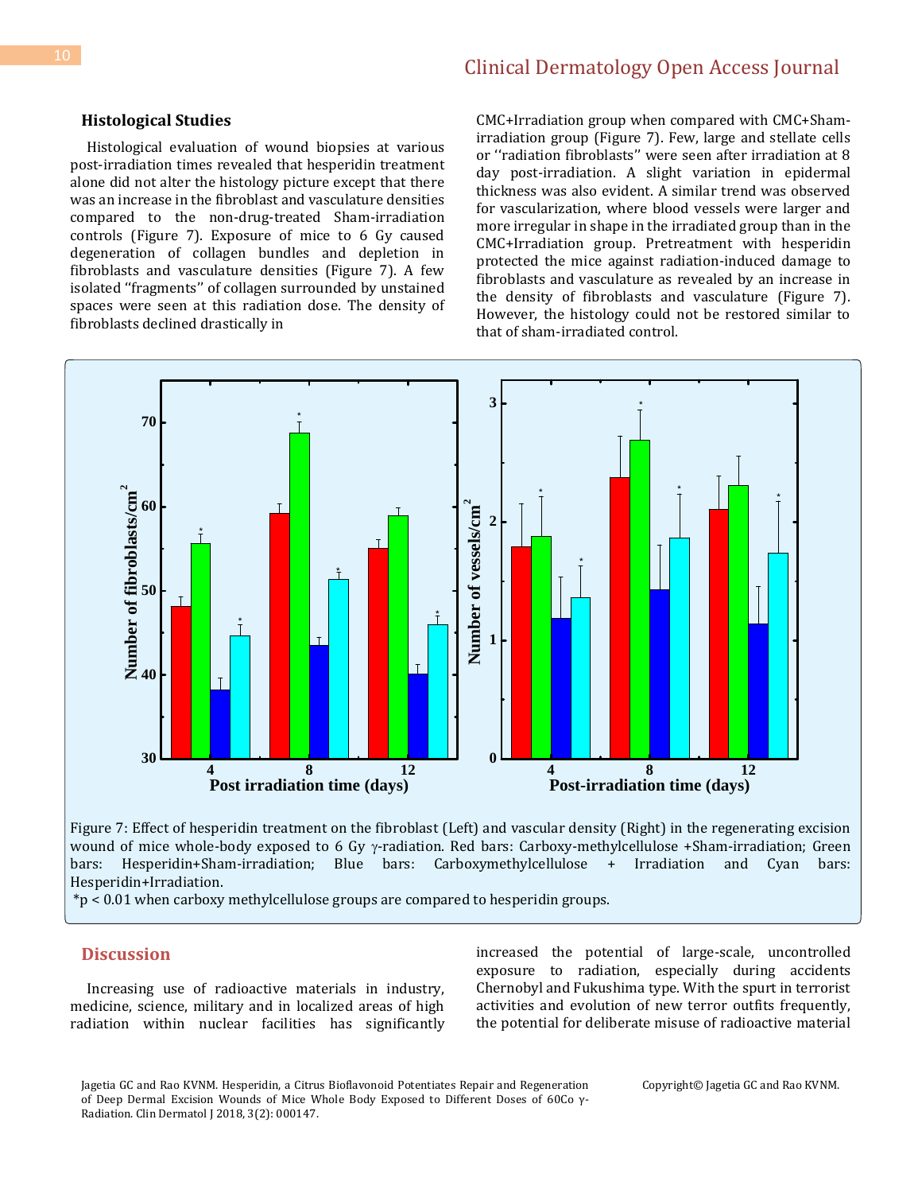### Histological Studies

Histological evaluation of wound biopsies at various post-irradiation times revealed that hesperidin treatment alone did not alter the histology picture except that there was an increase in the fibroblast and vasculature densities compared to the non-drug-treated Sham-irradiation controls (Figure 7). Exposure of mice to 6 Gy caused degeneration of collagen bundles and depletion in fibroblasts and vasculature densities (Figure 7). A few isolated ''fragments'' of collagen surrounded by unstained spaces were seen at this radiation dose. The density of fibroblasts declined drastically in CMC+Irradiation group when compared with CMC+Sham-irradiation group (Figure 7). Few, large and stellate cells or ''radiation fibroblasts'' were seen after irradiation at 8 day post-irradiation. A slight variation in epidermal thickness was also evident. A similar trend was observed for vascularization, where blood vessels were larger and more irregular in shape in the irradiated group than in the CMC+Irradiation group. Pretreatment with hesperidin protected the mice against radiation-induced damage to fibroblasts and vasculature as revealed by an increase in the density of fibroblasts and vasculature (Figure 7). However, the histology could not be restored similar to that of sham-irradiated control.

Figure 7: Effect of hesperidin treatment on the fibroblast (Left) and vascular density (Right) in the regenerating excision wound of mice whole-body exposed to 6 Gy γ-radiation. Red bars: Carboxy-methylcellulose +Sham-irradiation; Green bars: Hesperidin+Sham-irradiation; Blue bars: Carboxymethylcellulose + Irradiation and Cyan bars: Hesperidin+Irradiation.

*$p < 0.01$ when carboxy methylcellulose groups are compared to hesperidin groups.

## Discussion

Increasing use of radioactive materials in industry, medicine, science, military and in localized areas of high radiation within nuclear facilities has significantly increased the potential of large-scale, uncontrolled exposure to radiation, especially during accidents Chernobyl and Fukushima type. With the spurt in terrorist activities and evolution of new terror outfits frequently, the potential for deliberate misuse of radioactive material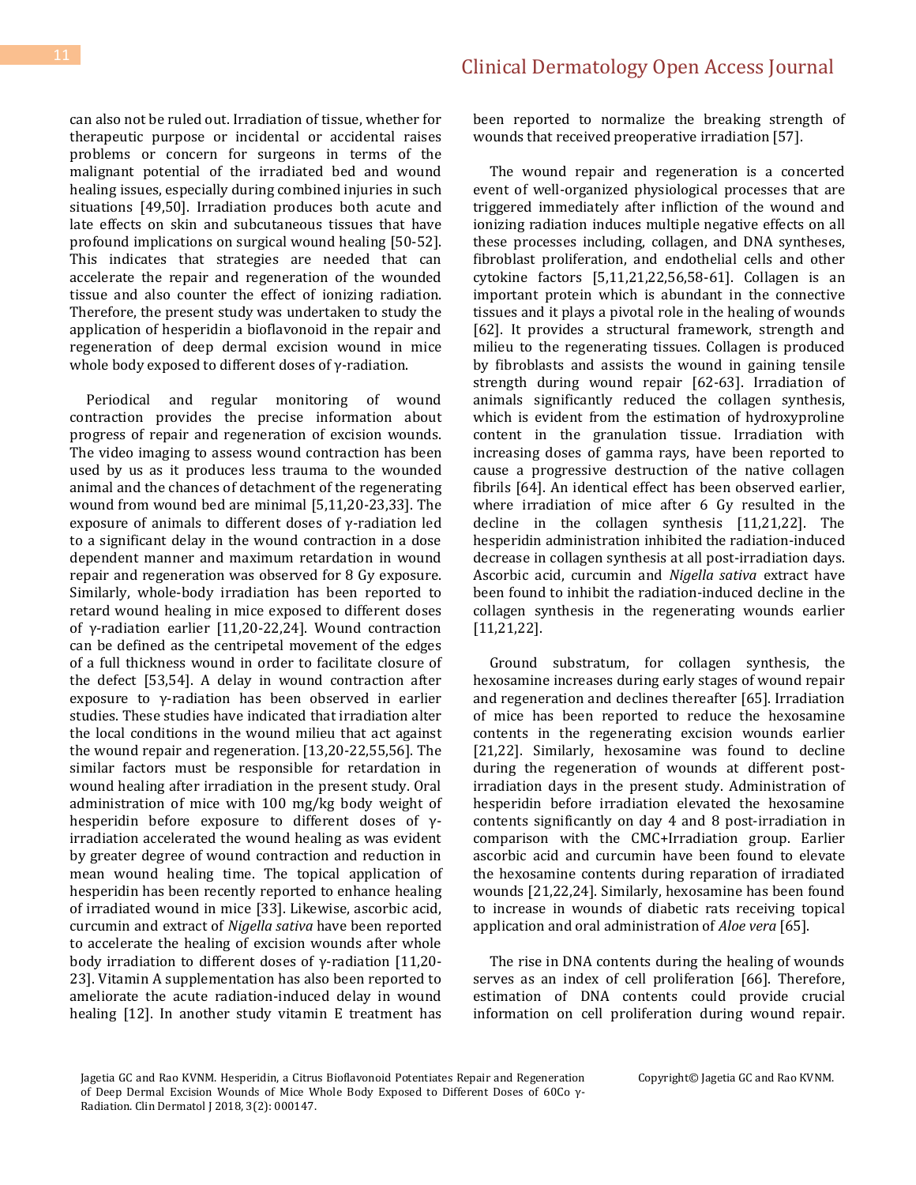can also not be ruled out. Irradiation of tissue, whether for therapeutic purpose or incidental or accidental raises problems or concern for surgeons in terms of the malignant potential of the irradiated bed and wound healing issues, especially during combined injuries in such situations [49,50]. Irradiation produces both acute and late effects on skin and subcutaneous tissues that have profound implications on surgical wound healing [50-52]. This indicates that strategies are needed that can accelerate the repair and regeneration of the wounded tissue and also counter the effect of ionizing radiation. Therefore, the present study was undertaken to study the application of hesperidin a bioflavonoid in the repair and regeneration of deep dermal excision wound in mice whole body exposed to different doses of γ-radiation.

Periodical and regular monitoring of wound contraction provides the precise information about progress of repair and regeneration of excision wounds. The video imaging to assess wound contraction has been used by us as it produces less trauma to the wounded animal and the chances of detachment of the regenerating wound from wound bed are minimal [5,11,20-23,33]. The exposure of animals to different doses of γ-radiation led to a significant delay in the wound contraction in a dose dependent manner and maximum retardation in wound repair and regeneration was observed for 8 Gy exposure. Similarly, whole-body irradiation has been reported to retard wound healing in mice exposed to different doses of γ-radiation earlier [11,20-22,24]. Wound contraction can be defined as the centripetal movement of the edges of a full thickness wound in order to facilitate closure of the defect [53,54]. A delay in wound contraction after exposure to γ-radiation has been observed in earlier studies. These studies have indicated that irradiation alter the local conditions in the wound milieu that act against the wound repair and regeneration. [13,20-22,55,56]. The similar factors must be responsible for retardation in wound healing after irradiation in the present study. Oral administration of mice with 100 mg/kg body weight of hesperidin before exposure to different doses of γ-irradiation accelerated the wound healing as was evident by greater degree of wound contraction and reduction in mean wound healing time. The topical application of hesperidin has been recently reported to enhance healing of irradiated wound in mice [33]. Likewise, ascorbic acid, curcumin and extract of *Nigella sativa* have been reported to accelerate the healing of excision wounds after whole body irradiation to different doses of γ-radiation [11,20-23]. Vitamin A supplementation has also been reported to ameliorate the acute radiation-induced delay in wound healing [12]. In another study vitamin E treatment has been reported to normalize the breaking strength of wounds that received preoperative irradiation [57].

The wound repair and regeneration is a concerted event of well-organized physiological processes that are triggered immediately after infliction of the wound and ionizing radiation induces multiple negative effects on all these processes including, collagen, and DNA syntheses, fibroblast proliferation, and endothelial cells and other cytokine factors [5,11,21,22,56,58-61]. Collagen is an important protein which is abundant in the connective tissues and it plays a pivotal role in the healing of wounds [62]. It provides a structural framework, strength and milieu to the regenerating tissues. Collagen is produced by fibroblasts and assists the wound in gaining tensile strength during wound repair [62-63]. Irradiation of animals significantly reduced the collagen synthesis, which is evident from the estimation of hydroxyproline content in the granulation tissue. Irradiation with increasing doses of gamma rays, have been reported to cause a progressive destruction of the native collagen fibrils [64]. An identical effect has been observed earlier, where irradiation of mice after 6 Gy resulted in the decline in the collagen synthesis [11,21,22]. The hesperidin administration inhibited the radiation-induced decrease in collagen synthesis at all post-irradiation days. Ascorbic acid, curcumin and *Nigella sativa* extract have been found to inhibit the radiation-induced decline in the collagen synthesis in the regenerating wounds earlier [11,21,22].

Ground substratum, for collagen synthesis, the hexosamine increases during early stages of wound repair and regeneration and declines thereafter [65]. Irradiation of mice has been reported to reduce the hexosamine contents in the regenerating excision wounds earlier [21,22]. Similarly, hexosamine was found to decline during the regeneration of wounds at different post-irradiation days in the present study. Administration of hesperidin before irradiation elevated the hexosamine contents significantly on day 4 and 8 post-irradiation in comparison with the CMC+Irradiation group. Earlier ascorbic acid and curcumin have been found to elevate the hexosamine contents during reparation of irradiated wounds [21,22,24]. Similarly, hexosamine has been found to increase in wounds of diabetic rats receiving topical application and oral administration of *Aloe vera* [65].

The rise in DNA contents during the healing of wounds serves as an index of cell proliferation [66]. Therefore, estimation of DNA contents could provide crucial information on cell proliferation during wound repair.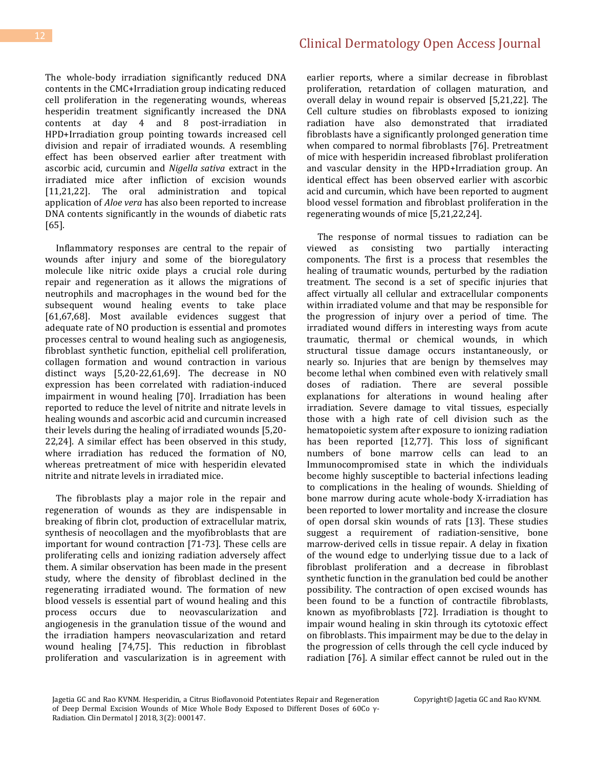The whole-body irradiation significantly reduced DNA contents in the CMC+Irradiation group indicating reduced cell proliferation in the regenerating wounds, whereas hesperidin treatment significantly increased the DNA contents at day 4 and 8 post-irradiation in HPD+Irradiation group pointing towards increased cell division and repair of irradiated wounds. A resembling effect has been observed earlier after treatment with ascorbic acid, curcumin and *Nigella sativa* extract in the irradiated mice after infliction of excision wounds [11,21,22]. The oral administration and topical application of *Aloe vera* has also been reported to increase DNA contents significantly in the wounds of diabetic rats [65].

Inflammatory responses are central to the repair of wounds after injury and some of the bioregulatory molecule like nitric oxide plays a crucial role during repair and regeneration as it allows the migrations of neutrophils and macrophages in the wound bed for the subsequent wound healing events to take place [61,67,68]. Most available evidences suggest that adequate rate of NO production is essential and promotes processes central to wound healing such as angiogenesis, fibroblast synthetic function, epithelial cell proliferation, collagen formation and wound contraction in various distinct ways [5,20-22,61,69]. The decrease in NO expression has been correlated with radiation-induced impairment in wound healing [70]. Irradiation has been reported to reduce the level of nitrite and nitrate levels in healing wounds and ascorbic acid and curcumin increased their levels during the healing of irradiated wounds [5,20-22,24]. A similar effect has been observed in this study, where irradiation has reduced the formation of NO, whereas pretreatment of mice with hesperidin elevated nitrite and nitrate levels in irradiated mice.

The fibroblasts play a major role in the repair and regeneration of wounds as they are indispensable in breaking of fibrin clot, production of extracellular matrix, synthesis of neocollagen and the myofibroblasts that are important for wound contraction [71-73]. These cells are proliferating cells and ionizing radiation adversely affect them. A similar observation has been made in the present study, where the density of fibroblast declined in the regenerating irradiated wound. The formation of new blood vessels is essential part of wound healing and this process occurs due to neovascularization and angiogenesis in the granulation tissue of the wound and the irradiation hampers neovascularization and retard wound healing [74,75]. This reduction in fibroblast proliferation and vascularization is in agreement with earlier reports, where a similar decrease in fibroblast proliferation, retardation of collagen maturation, and overall delay in wound repair is observed [5,21,22]. The Cell culture studies on fibroblasts exposed to ionizing radiation have also demonstrated that irradiated fibroblasts have a significantly prolonged generation time when compared to normal fibroblasts [76]. Pretreatment of mice with hesperidin increased fibroblast proliferation and vascular density in the HPD+Irradiation group. An identical effect has been observed earlier with ascorbic acid and curcumin, which have been reported to augment blood vessel formation and fibroblast proliferation in the regenerating wounds of mice [5,21,22,24].

The response of normal tissues to radiation can be viewed as consisting two partially interacting components. The first is a process that resembles the healing of traumatic wounds, perturbed by the radiation treatment. The second is a set of specific injuries that affect virtually all cellular and extracellular components within irradiated volume and that may be responsible for the progression of injury over a period of time. The irradiated wound differs in interesting ways from acute traumatic, thermal or chemical wounds, in which structural tissue damage occurs instantaneously, or nearly so. Injuries that are benign by themselves may become lethal when combined even with relatively small doses of radiation. There are several possible explanations for alterations in wound healing after irradiation. Severe damage to vital tissues, especially those with a high rate of cell division such as the hematopoietic system after exposure to ionizing radiation has been reported [12,77]. This loss of significant numbers of bone marrow cells can lead to an Immunocompromised state in which the individuals become highly susceptible to bacterial infections leading to complications in the healing of wounds. Shielding of bone marrow during acute whole-body X-irradiation has been reported to lower mortality and increase the closure of open dorsal skin wounds of rats [13]. These studies suggest a requirement of radiation-sensitive, bone marrow-derived cells in tissue repair. A delay in fixation of the wound edge to underlying tissue due to a lack of fibroblast proliferation and a decrease in fibroblast synthetic function in the granulation bed could be another possibility. The contraction of open excised wounds has been found to be a function of contractile fibroblasts, known as myofibroblasts [72]. Irradiation is thought to impair wound healing in skin through its cytotoxic effect on fibroblasts. This impairment may be due to the delay in the progression of cells through the cell cycle induced by radiation [76]. A similar effect cannot be ruled out in the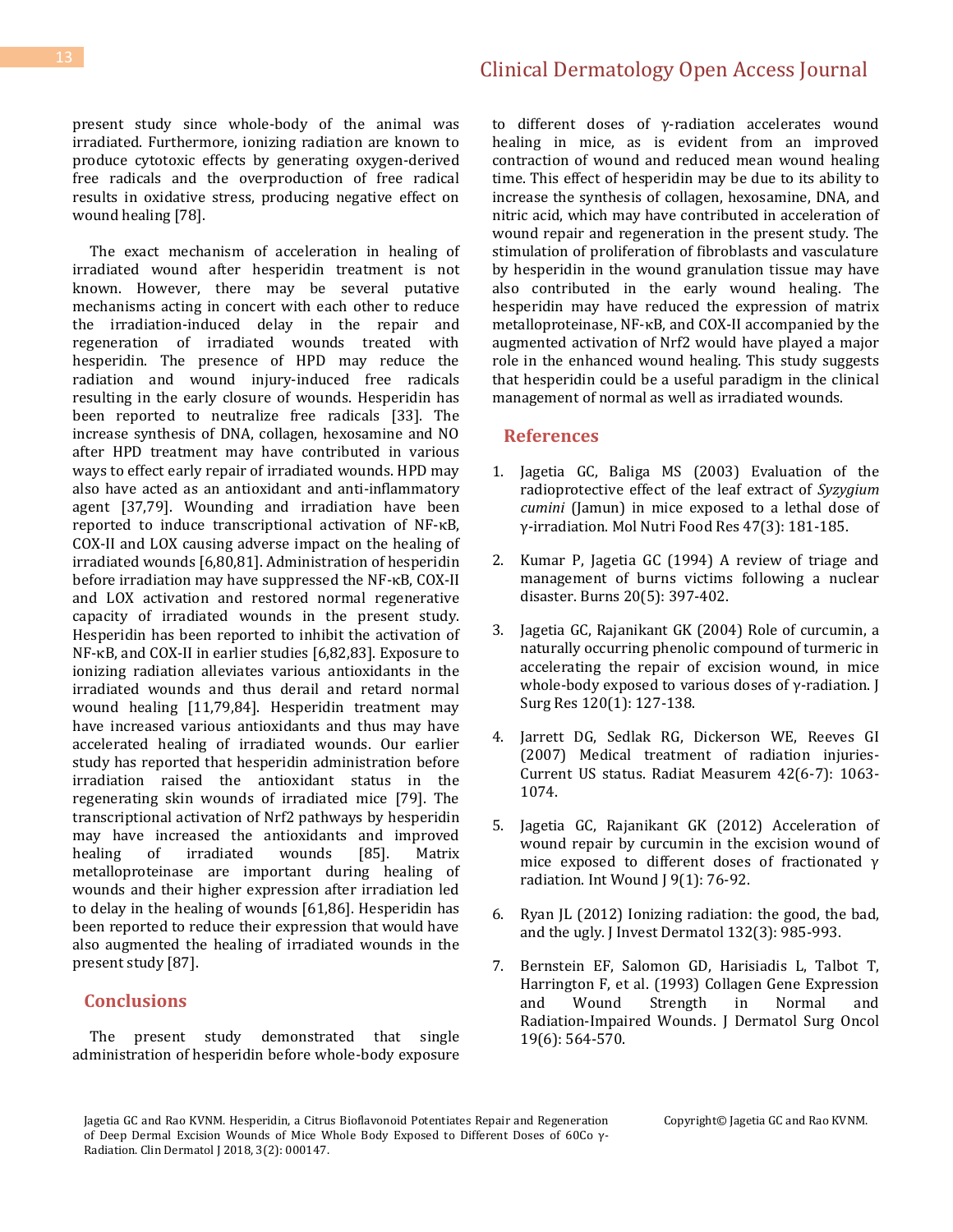present study since whole-body of the animal was irradiated. Furthermore, ionizing radiation are known to produce cytotoxic effects by generating oxygen-derived free radicals and the overproduction of free radical results in oxidative stress, producing negative effect on wound healing [78].

The exact mechanism of acceleration in healing of irradiated wound after hesperidin treatment is not known. However, there may be several putative mechanisms acting in concert with each other to reduce the irradiation-induced delay in the repair and regeneration of irradiated wounds treated with hesperidin. The presence of HPD may reduce the radiation and wound injury-induced free radicals resulting in the early closure of wounds. Hesperidin has been reported to neutralize free radicals [33]. The increase synthesis of DNA, collagen, hexosamine and NO after HPD treatment may have contributed in various ways to effect early repair of irradiated wounds. HPD may also have acted as an antioxidant and anti-inflammatory agent [37,79]. Wounding and irradiation have been reported to induce transcriptional activation of NF-κB, COX-II and LOX causing adverse impact on the healing of irradiated wounds [6,80,81]. Administration of hesperidin before irradiation may have suppressed the NF-κB, COX-II and LOX activation and restored normal regenerative capacity of irradiated wounds in the present study. Hesperidin has been reported to inhibit the activation of NF-κB, and COX-II in earlier studies [6,82,83]. Exposure to ionizing radiation alleviates various antioxidants in the irradiated wounds and thus derail and retard normal wound healing [11,79,84]. Hesperidin treatment may have increased various antioxidants and thus may have accelerated healing of irradiated wounds. Our earlier study has reported that hesperidin administration before irradiation raised the antioxidant status in the regenerating skin wounds of irradiated mice [79]. The transcriptional activation of Nrf2 pathways by hesperidin may have increased the antioxidants and improved healing of irradiated wounds [85]. Matrix metalloproteinase are important during healing of wounds and their higher expression after irradiation led to delay in the healing of wounds [61,86]. Hesperidin has been reported to reduce their expression that would have also augmented the healing of irradiated wounds in the present study [87].

## Conclusions

The present study demonstrated that single administration of hesperidin before whole-body exposure to different doses of γ-radiation accelerates wound healing in mice, as is evident from an improved contraction of wound and reduced mean wound healing time. This effect of hesperidin may be due to its ability to increase the synthesis of collagen, hexosamine, DNA, and nitric acid, which may have contributed in acceleration of wound repair and regeneration in the present study. The stimulation of proliferation of fibroblasts and vasculature by hesperidin in the wound granulation tissue may have also contributed in the early wound healing. The hesperidin may have reduced the expression of matrix metalloproteinase, NF-κB, and COX-II accompanied by the augmented activation of Nrf2 would have played a major role in the enhanced wound healing. This study suggests that hesperidin could be a useful paradigm in the clinical management of normal as well as irradiated wounds.

## References

1. Jagetia GC, Baliga MS (2003) Evaluation of the radioprotective effect of the leaf extract of *Syzygium cumini* (Jamun) in mice exposed to a lethal dose of γ-irradiation. Mol Nutri Food Res 47(3): 181-185.
2. Kumar P, Jagetia GC (1994) A review of triage and management of burns victims following a nuclear disaster. Burns 20(5): 397-402.
3. Jagetia GC, Rajanikant GK (2004) Role of curcumin, a naturally occurring phenolic compound of turmeric in accelerating the repair of excision wound, in mice whole-body exposed to various doses of γ-radiation. J Surg Res 120(1): 127-138.
4. Jarrett DG, Sedlak RG, Dickerson WE, Reeves GI (2007) Medical treatment of radiation injuries-Current US status. Radiat Measurem 42(6-7): 1063-1074.
5. Jagetia GC, Rajanikant GK (2012) Acceleration of wound repair by curcumin in the excision wound of mice exposed to different doses of fractionated γ radiation. Int Wound J 9(1): 76-92.
6. Ryan JL (2012) Ionizing radiation: the good, the bad, and the ugly. J Invest Dermatol 132(3): 985-993.
7. Bernstein EF, Salomon GD, Harisiadis L, Talbot T, Harrington F, et al. (1993) Collagen Gene Expression and Wound Strength in Normal and Radiation-Impaired Wounds. J Dermatol Surg Oncol 19(6): 564-570.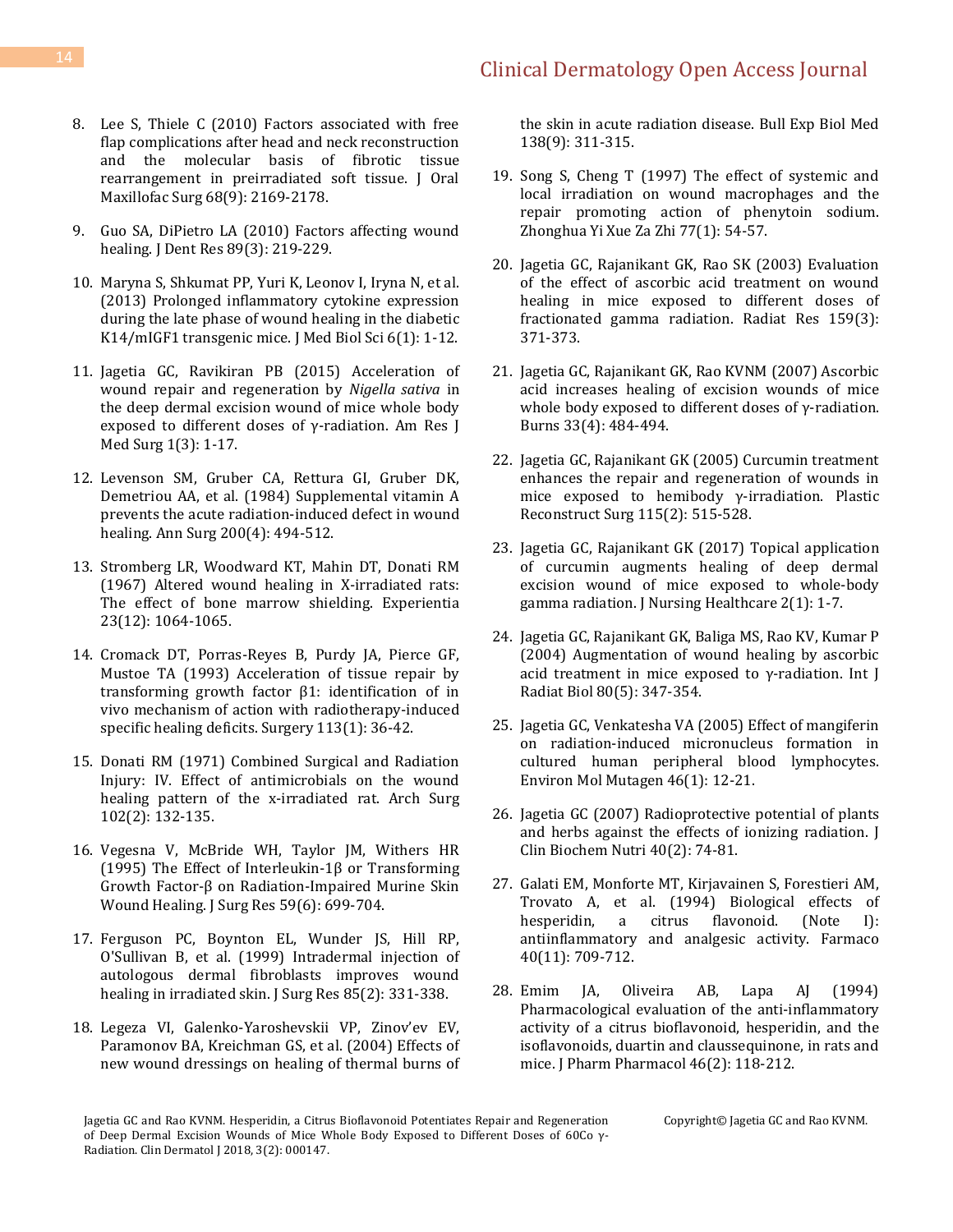8. Lee S, Thiele C (2010) Factors associated with free flap complications after head and neck reconstruction and the molecular basis of fibrotic tissue rearrangement in preirradiated soft tissue. J Oral Maxillofac Surg 68(9): 2169-2178.

9. Guo SA, DiPietro LA (2010) Factors affecting wound healing. J Dent Res 89(3): 219-229.

10. Maryna S, Shkumat PP, Yuri K, Leonov I, Iryna N, et al. (2013) Prolonged inflammatory cytokine expression during the late phase of wound healing in the diabetic K14/mIGF1 transgenic mice. J Med Biol Sci 6(1): 1-12.

11. Jagetia GC, Ravikiran PB (2015) Acceleration of wound repair and regeneration by *Nigella sativa* in the deep dermal excision wound of mice whole body exposed to different doses of γ-radiation. Am Res J Med Surg 1(3): 1-17.

12. Levenson SM, Gruber CA, Rettura GI, Gruber DK, Demetriou AA, et al. (1984) Supplemental vitamin A prevents the acute radiation-induced defect in wound healing. Ann Surg 200(4): 494-512.

13. Stromberg LR, Woodward KT, Mahin DT, Donati RM (1967) Altered wound healing in X-irradiated rats: The effect of bone marrow shielding. Experientia 23(12): 1064-1065.

14. Cromack DT, Porras-Reyes B, Purdy JA, Pierce GF, Mustoe TA (1993) Acceleration of tissue repair by transforming growth factor β1: identification of in vivo mechanism of action with radiotherapy-induced specific healing deficits. Surgery 113(1): 36-42.

15. Donati RM (1971) Combined Surgical and Radiation Injury: IV. Effect of antimicrobials on the wound healing pattern of the x-irradiated rat. Arch Surg 102(2): 132-135.

16. Vegesna V, McBride WH, Taylor JM, Withers HR (1995) The Effect of Interleukin-1β or Transforming Growth Factor-β on Radiation-Impaired Murine Skin Wound Healing. J Surg Res 59(6): 699-704.

17. Ferguson PC, Boynton EL, Wunder JS, Hill RP, O'Sullivan B, et al. (1999) Intradermal injection of autologous dermal fibroblasts improves wound healing in irradiated skin. J Surg Res 85(2): 331-338.

18. Legeza VI, Galenko-Yaroshevskii VP, Zinov'ev EV, Paramonov BA, Kreichman GS, et al. (2004) Effects of new wound dressings on healing of thermal burns of the skin in acute radiation disease. Bull Exp Biol Med 138(9): 311-315.

19. Song S, Cheng T (1997) The effect of systemic and local irradiation on wound macrophages and the repair promoting action of phenytoin sodium. Zhonghua Yi Xue Za Zhi 77(1): 54-57.

20. Jagetia GC, Rajanikant GK, Rao SK (2003) Evaluation of the effect of ascorbic acid treatment on wound healing in mice exposed to different doses of fractionated gamma radiation. Radiat Res 159(3): 371-373.

21. Jagetia GC, Rajanikant GK, Rao KVNM (2007) Ascorbic acid increases healing of excision wounds of mice whole body exposed to different doses of γ-radiation. Burns 33(4): 484-494.

22. Jagetia GC, Rajanikant GK (2005) Curcumin treatment enhances the repair and regeneration of wounds in mice exposed to hemibody γ-irradiation. Plastic Reconstruct Surg 115(2): 515-528.

23. Jagetia GC, Rajanikant GK (2017) Topical application of curcumin augments healing of deep dermal excision wound of mice exposed to whole-body gamma radiation. J Nursing Healthcare 2(1): 1-7.

24. Jagetia GC, Rajanikant GK, Baliga MS, Rao KV, Kumar P (2004) Augmentation of wound healing by ascorbic acid treatment in mice exposed to γ-radiation. Int J Radiat Biol 80(5): 347-354.

25. Jagetia GC, Venkatesha VA (2005) Effect of mangiferin on radiation-induced micronucleus formation in cultured human peripheral blood lymphocytes. Environ Mol Mutagen 46(1): 12-21.

26. Jagetia GC (2007) Radioprotective potential of plants and herbs against the effects of ionizing radiation. J Clin Biochem Nutri 40(2): 74-81.

27. Galati EM, Monforte MT, Kirjavainen S, Forestieri AM, Trovato A, et al. (1994) Biological effects of hesperidin, a citrus flavonoid. (Note I): antiinflammatory and analgesic activity. Farmaco 40(11): 709-712.

28. Emim JA, Oliveira AB, Lapa AJ (1994) Pharmacological evaluation of the anti-inflammatory activity of a citrus bioflavonoid, hesperidin, and the isoflavonoids, duartin and claussequinone, in rats and mice. J Pharm Pharmacol 46(2): 118-212.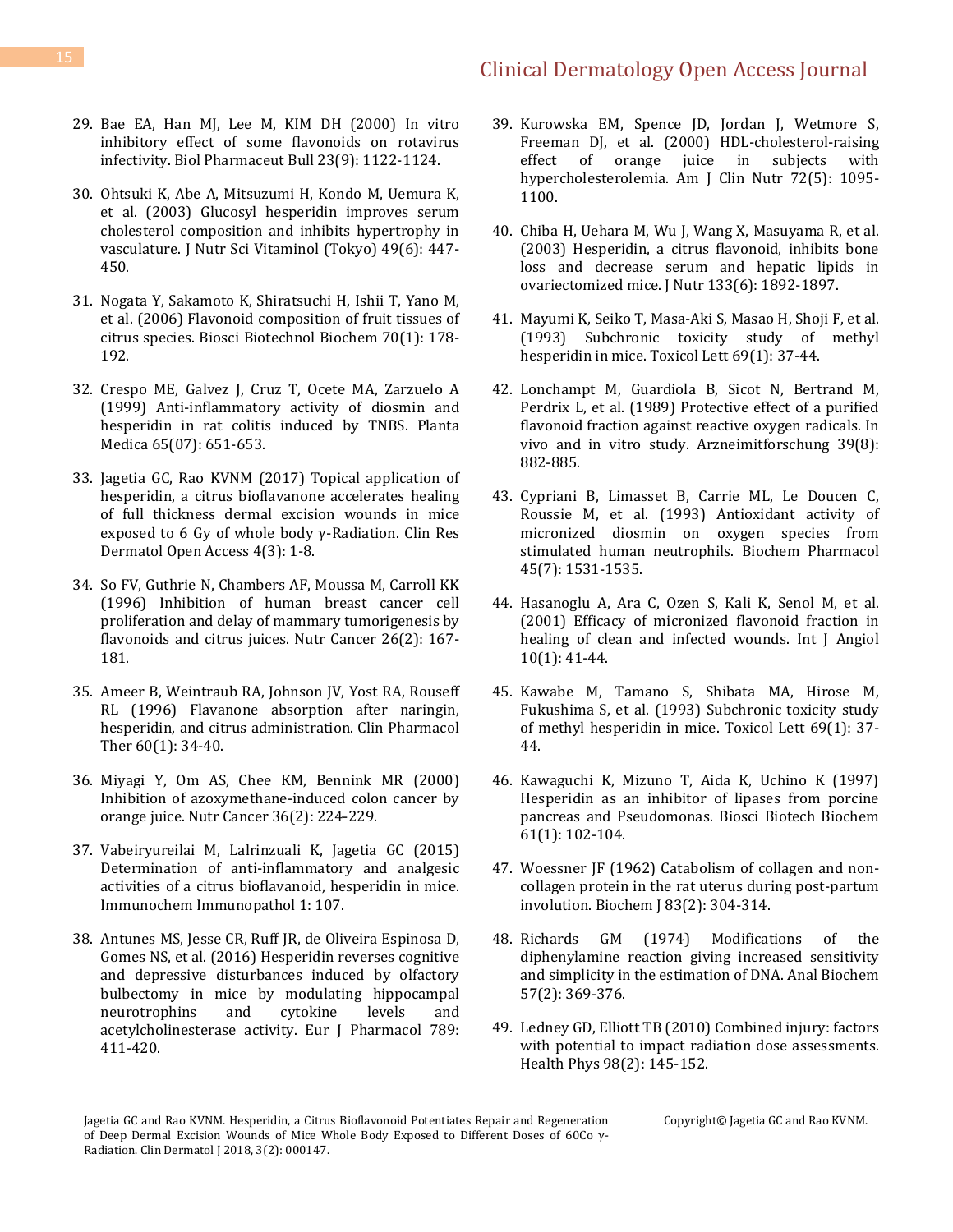29. Bae EA, Han MJ, Lee M, KIM DH (2000) In vitro inhibitory effect of some flavonoids on rotavirus infectivity. Biol Pharmaceut Bull 23(9): 1122-1124.

30. Ohtsuki K, Abe A, Mitsuzumi H, Kondo M, Uemura K, et al. (2003) Glucosyl hesperidin improves serum cholesterol composition and inhibits hypertrophy in vasculature. J Nutr Sci Vitaminol (Tokyo) 49(6): 447-450.

31. Nogata Y, Sakamoto K, Shiratsuchi H, Ishii T, Yano M, et al. (2006) Flavonoid composition of fruit tissues of citrus species. Biosci Biotechnol Biochem 70(1): 178-192.

32. Crespo ME, Galvez J, Cruz T, Ocete MA, Zarzuelo A (1999) Anti-inflammatory activity of diosmin and hesperidin in rat colitis induced by TNBS. Planta Medica 65(07): 651-653.

33. Jagetia GC, Rao KVNM (2017) Topical application of hesperidin, a citrus bioflavanone accelerates healing of full thickness dermal excision wounds in mice exposed to 6 Gy of whole body γ-Radiation. Clin Res Dermatol Open Access 4(3): 1-8.

34. So FV, Guthrie N, Chambers AF, Moussa M, Carroll KK (1996) Inhibition of human breast cancer cell proliferation and delay of mammary tumorigenesis by flavonoids and citrus juices. Nutr Cancer 26(2): 167-181.

35. Ameer B, Weintraub RA, Johnson JV, Yost RA, Rouseff RL (1996) Flavanone absorption after naringin, hesperidin, and citrus administration. Clin Pharmacol Ther 60(1): 34-40.

36. Miyagi Y, Om AS, Chee KM, Bennink MR (2000) Inhibition of azoxymethane-induced colon cancer by orange juice. Nutr Cancer 36(2): 224-229.

37. Vabeiryureilai M, Lalrinzuali K, Jagetia GC (2015) Determination of anti-inflammatory and analgesic activities of a citrus bioflavanoid, hesperidin in mice. Immunochem Immunopathol 1: 107.

38. Antunes MS, Jesse CR, Ruff JR, de Oliveira Espinosa D, Gomes NS, et al. (2016) Hesperidin reverses cognitive and depressive disturbances induced by olfactory bulbectomy in mice by modulating hippocampal neurotrophins and cytokine levels and acetylcholinesterase activity. Eur J Pharmacol 789: 411-420.

39. Kurowska EM, Spence JD, Jordan J, Wetmore S, Freeman DJ, et al. (2000) HDL-cholesterol-raising effect of orange juice in subjects with hypercholesterolemia. Am J Clin Nutr 72(5): 1095-1100.

40. Chiba H, Uehara M, Wu J, Wang X, Masuyama R, et al. (2003) Hesperidin, a citrus flavonoid, inhibits bone loss and decrease serum and hepatic lipids in ovariectomized mice. J Nutr 133(6): 1892-1897.

41. Mayumi K, Seiko T, Masa-Aki S, Masao H, Shoji F, et al. (1993) Subchronic toxicity study of methyl hesperidin in mice. Toxicol Lett 69(1): 37-44.

42. Lonchampt M, Guardiola B, Sicot N, Bertrand M, Perdrix L, et al. (1989) Protective effect of a purified flavonoid fraction against reactive oxygen radicals. In vivo and in vitro study. Arzneimitforschung 39(8): 882-885.

43. Cypriani B, Limasset B, Carrie ML, Le Doucen C, Roussie M, et al. (1993) Antioxidant activity of micronized diosmin on oxygen species from stimulated human neutrophils. Biochem Pharmacol 45(7): 1531-1535.

44. Hasanoglu A, Ara C, Ozen S, Kali K, Senol M, et al. (2001) Efficacy of micronized flavonoid fraction in healing of clean and infected wounds. Int J Angiol 10(1): 41-44.

45. Kawabe M, Tamano S, Shibata MA, Hirose M, Fukushima S, et al. (1993) Subchronic toxicity study of methyl hesperidin in mice. Toxicol Lett 69(1): 37-44.

46. Kawaguchi K, Mizuno T, Aida K, Uchino K (1997) Hesperidin as an inhibitor of lipases from porcine pancreas and Pseudomonas. Biosci Biotech Biochem 61(1): 102-104.

47. Woessner JF (1962) Catabolism of collagen and non-collagen protein in the rat uterus during post-partum involution. Biochem J 83(2): 304-314.

48. Richards GM (1974) Modifications of the diphenylamine reaction giving increased sensitivity and simplicity in the estimation of DNA. Anal Biochem 57(2): 369-376.

49. Ledney GD, Elliott TB (2010) Combined injury: factors with potential to impact radiation dose assessments. Health Phys 98(2): 145-152.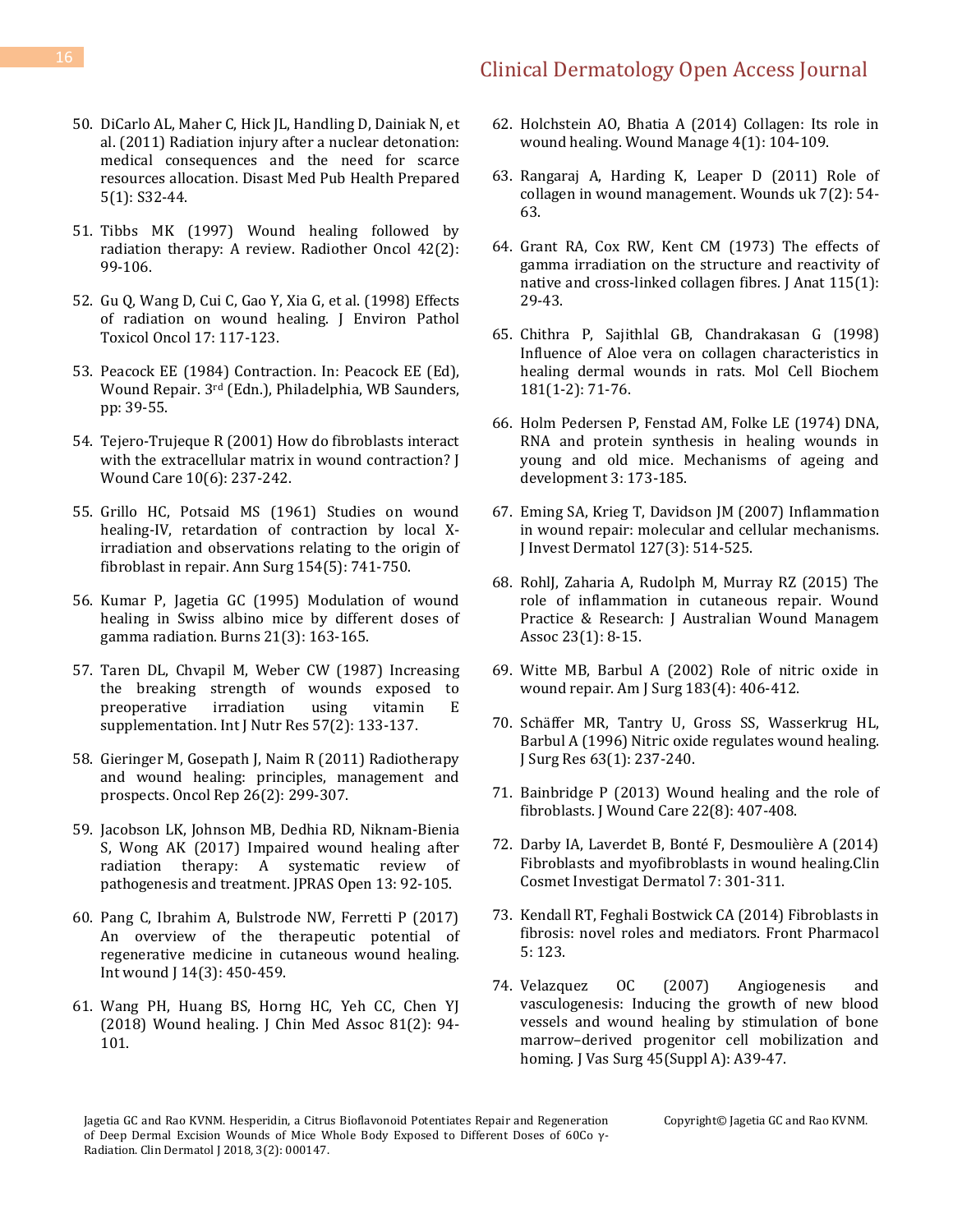50. DiCarlo AL, Maher C, Hick JL, Handling D, Dainiak N, et al. (2011) Radiation injury after a nuclear detonation: medical consequences and the need for scarce resources allocation. Disast Med Pub Health Prepared 5(1): S32-44.

51. Tibbs MK (1997) Wound healing followed by radiation therapy: A review. Radiother Oncol 42(2): 99-106.

52. Gu Q, Wang D, Cui C, Gao Y, Xia G, et al. (1998) Effects of radiation on wound healing. J Environ Pathol Toxicol Oncol 17: 117-123.

53. Peacock EE (1984) Contraction. In: Peacock EE (Ed), Wound Repair. 3rd (Edn.), Philadelphia, WB Saunders, pp: 39-55.

54. Tejero-Trujeque R (2001) How do fibroblasts interact with the extracellular matrix in wound contraction? J Wound Care 10(6): 237-242.

55. Grillo HC, Potsaid MS (1961) Studies on wound healing-IV, retardation of contraction by local X-irradiation and observations relating to the origin of fibroblast in repair. Ann Surg 154(5): 741-750.

56. Kumar P, Jagetia GC (1995) Modulation of wound healing in Swiss albino mice by different doses of gamma radiation. Burns 21(3): 163-165.

57. Taren DL, Chvapil M, Weber CW (1987) Increasing the breaking strength of wounds exposed to preoperative irradiation using vitamin E supplementation. Int J Nutr Res 57(2): 133-137.

58. Gieringer M, Gosepath J, Naim R (2011) Radiotherapy and wound healing: principles, management and prospects. Oncol Rep 26(2): 299-307.

59. Jacobson LK, Johnson MB, Dedhia RD, Niknam-Bienia S, Wong AK (2017) Impaired wound healing after radiation therapy: A systematic review of pathogenesis and treatment. JPRAS Open 13: 92-105.

60. Pang C, Ibrahim A, Bulstrode NW, Ferretti P (2017) An overview of the therapeutic potential of regenerative medicine in cutaneous wound healing. Int wound J 14(3): 450-459.

61. Wang PH, Huang BS, Horng HC, Yeh CC, Chen YJ (2018) Wound healing. J Chin Med Assoc 81(2): 94-101.

62. Holchstein AO, Bhatia A (2014) Collagen: Its role in wound healing. Wound Manage 4(1): 104-109.

63. Rangaraj A, Harding K, Leaper D (2011) Role of collagen in wound management. Wounds uk 7(2): 54-63.

64. Grant RA, Cox RW, Kent CM (1973) The effects of gamma irradiation on the structure and reactivity of native and cross-linked collagen fibres. J Anat 115(1): 29-43.

65. Chithra P, Sajithlal GB, Chandrakasan G (1998) Influence of Aloe vera on collagen characteristics in healing dermal wounds in rats. Mol Cell Biochem 181(1-2): 71-76.

66. Holm Pedersen P, Fenstad AM, Folke LE (1974) DNA, RNA and protein synthesis in healing wounds in young and old mice. Mechanisms of ageing and development 3: 173-185.

67. Eming SA, Krieg T, Davidson JM (2007) Inflammation in wound repair: molecular and cellular mechanisms. J Invest Dermatol 127(3): 514-525.

68. RohlJ, Zaharia A, Rudolph M, Murray RZ (2015) The role of inflammation in cutaneous repair. Wound Practice & Research: J Australian Wound Managem Assoc 23(1): 8-15.

69. Witte MB, Barbul A (2002) Role of nitric oxide in wound repair. Am J Surg 183(4): 406-412.

70. Schäffer MR, Tantry U, Gross SS, Wasserkrug HL, Barbul A (1996) Nitric oxide regulates wound healing. J Surg Res 63(1): 237-240.

71. Bainbridge P (2013) Wound healing and the role of fibroblasts. J Wound Care 22(8): 407-408.

72. Darby IA, Laverdet B, Bonté F, Desmoulière A (2014) Fibroblasts and myofibroblasts in wound healing.Clin Cosmet Investigat Dermatol 7: 301-311.

73. Kendall RT, Feghali Bostwick CA (2014) Fibroblasts in fibrosis: novel roles and mediators. Front Pharmacol 5: 123.

74. Velazquez OC (2007) Angiogenesis and vasculogenesis: Inducing the growth of new blood vessels and wound healing by stimulation of bone marrow–derived progenitor cell mobilization and homing. J Vas Surg 45(Suppl A): A39-47.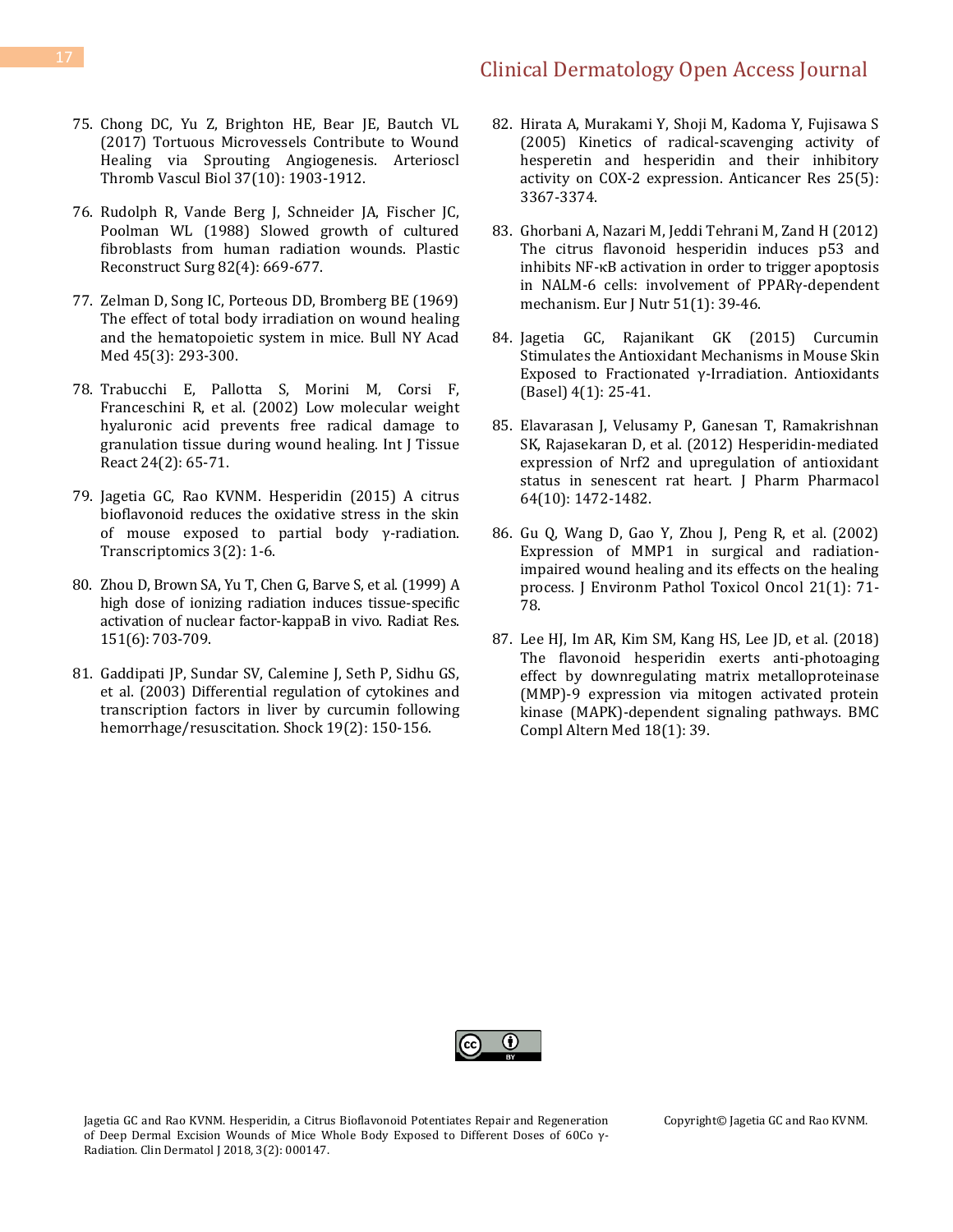75. Chong DC, Yu Z, Brighton HE, Bear JE, Bautch VL (2017) Tortuous Microvessels Contribute to Wound Healing via Sprouting Angiogenesis. Arterioscl Thromb Vascul Biol 37(10): 1903-1912.

76. Rudolph R, Vande Berg J, Schneider JA, Fischer JC, Poolman WL (1988) Slowed growth of cultured fibroblasts from human radiation wounds. Plastic Reconstruct Surg 82(4): 669-677.

77. Zelman D, Song IC, Porteous DD, Bromberg BE (1969) The effect of total body irradiation on wound healing and the hematopoietic system in mice. Bull NY Acad Med 45(3): 293-300.

78. Trabucchi E, Pallotta S, Morini M, Corsi F, Franceschini R, et al. (2002) Low molecular weight hyaluronic acid prevents free radical damage to granulation tissue during wound healing. Int J Tissue React 24(2): 65-71.

79. Jagetia GC, Rao KVNM. Hesperidin (2015) A citrus bioflavonoid reduces the oxidative stress in the skin of mouse exposed to partial body γ-radiation. Transcriptomics 3(2): 1-6.

80. Zhou D, Brown SA, Yu T, Chen G, Barve S, et al. (1999) A high dose of ionizing radiation induces tissue-specific activation of nuclear factor-kappaB in vivo. Radiat Res. 151(6): 703-709.

81. Gaddipati JP, Sundar SV, Calemine J, Seth P, Sidhu GS, et al. (2003) Differential regulation of cytokines and transcription factors in liver by curcumin following hemorrhage/resuscitation. Shock 19(2): 150-156.

82. Hirata A, Murakami Y, Shoji M, Kadoma Y, Fujisawa S (2005) Kinetics of radical-scavenging activity of hesperetin and hesperidin and their inhibitory activity on COX-2 expression. Anticancer Res 25(5): 3367-3374.

83. Ghorbani A, Nazari M, Jeddi Tehrani M, Zand H (2012) The citrus flavonoid hesperidin induces p53 and inhibits NF-κB activation in order to trigger apoptosis in NALM-6 cells: involvement of PPARγ-dependent mechanism. Eur J Nutr 51(1): 39-46.

84. Jagetia GC, Rajanikant GK (2015) Curcumin Stimulates the Antioxidant Mechanisms in Mouse Skin Exposed to Fractionated γ-Irradiation. Antioxidants (Basel) 4(1): 25-41.

85. Elavarasan J, Velusamy P, Ganesan T, Ramakrishnan SK, Rajasekaran D, et al. (2012) Hesperidin-mediated expression of Nrf2 and upregulation of antioxidant status in senescent rat heart. J Pharm Pharmacol 64(10): 1472-1482.

86. Gu Q, Wang D, Gao Y, Zhou J, Peng R, et al. (2002) Expression of MMP1 in surgical and radiation-impaired wound healing and its effects on the healing process. J Environm Pathol Toxicol Oncol 21(1): 71-78.

87. Lee HJ, Im AR, Kim SM, Kang HS, Lee JD, et al. (2018) The flavonoid hesperidin exerts anti-photoaging effect by downregulating matrix metalloproteinase (MMP)-9 expression via mitogen activated protein kinase (MAPK)-dependent signaling pathways. BMC Compl Altern Med 18(1): 39.